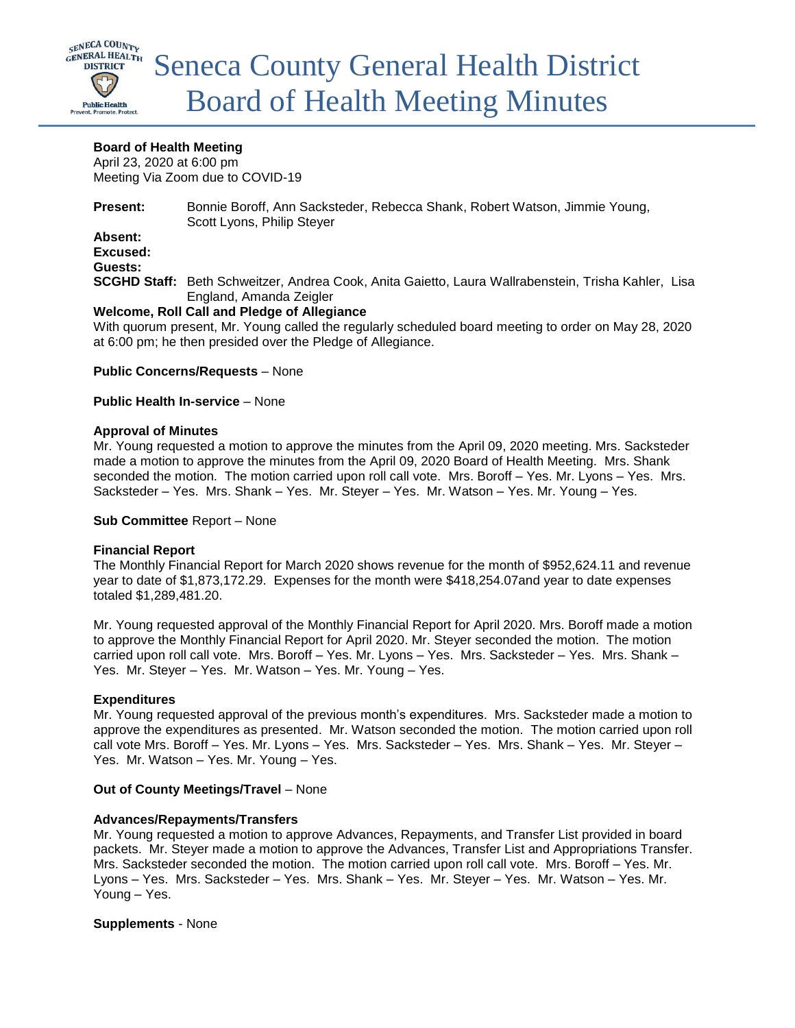# Seneca County General Health District Board of Health Meeting Minutes

**Board of Health Meeting**
April 23, 2020 at 6:00 pm
Meeting Via Zoom due to COVID-19

**Present:** Bonnie Boroff, Ann Sacksteder, Rebecca Shank, Robert Watson, Jimmie Young, Scott Lyons, Philip Steyer
**Absent:**
**Excused:**
**Guests:**
**SCGHD Staff:** Beth Schweitzer, Andrea Cook, Anita Gaietto, Laura Wallrabenstein, Trisha Kahler, Lisa England, Amanda Zeigler

**Welcome, Roll Call and Pledge of Allegiance**
With quorum present, Mr. Young called the regularly scheduled board meeting to order on May 28, 2020 at 6:00 pm; he then presided over the Pledge of Allegiance.

**Public Concerns/Requests** – None

**Public Health In-service** – None

**Approval of Minutes**
Mr. Young requested a motion to approve the minutes from the April 09, 2020 meeting. Mrs. Sacksteder made a motion to approve the minutes from the April 09, 2020 Board of Health Meeting. Mrs. Shank seconded the motion. The motion carried upon roll call vote. Mrs. Boroff – Yes. Mr. Lyons – Yes. Mrs. Sacksteder – Yes. Mrs. Shank – Yes. Mr. Steyer – Yes. Mr. Watson – Yes. Mr. Young – Yes.

**Sub Committee** Report – None

**Financial Report**
The Monthly Financial Report for March 2020 shows revenue for the month of $952,624.11 and revenue year to date of $1,873,172.29. Expenses for the month were $418,254.07and year to date expenses totaled $1,289,481.20.

Mr. Young requested approval of the Monthly Financial Report for April 2020. Mrs. Boroff made a motion to approve the Monthly Financial Report for April 2020. Mr. Steyer seconded the motion. The motion carried upon roll call vote. Mrs. Boroff – Yes. Mr. Lyons – Yes. Mrs. Sacksteder – Yes. Mrs. Shank – Yes. Mr. Steyer – Yes. Mr. Watson – Yes. Mr. Young – Yes.

**Expenditures**
Mr. Young requested approval of the previous month's expenditures. Mrs. Sacksteder made a motion to approve the expenditures as presented. Mr. Watson seconded the motion. The motion carried upon roll call vote Mrs. Boroff – Yes. Mr. Lyons – Yes. Mrs. Sacksteder – Yes. Mrs. Shank – Yes. Mr. Steyer – Yes. Mr. Watson – Yes. Mr. Young – Yes.

**Out of County Meetings/Travel** – None

**Advances/Repayments/Transfers**
Mr. Young requested a motion to approve Advances, Repayments, and Transfer List provided in board packets. Mr. Steyer made a motion to approve the Advances, Transfer List and Appropriations Transfer. Mrs. Sacksteder seconded the motion. The motion carried upon roll call vote. Mrs. Boroff – Yes. Mr. Lyons – Yes. Mrs. Sacksteder – Yes. Mrs. Shank – Yes. Mr. Steyer – Yes. Mr. Watson – Yes. Mr. Young – Yes.

**Supplements** - None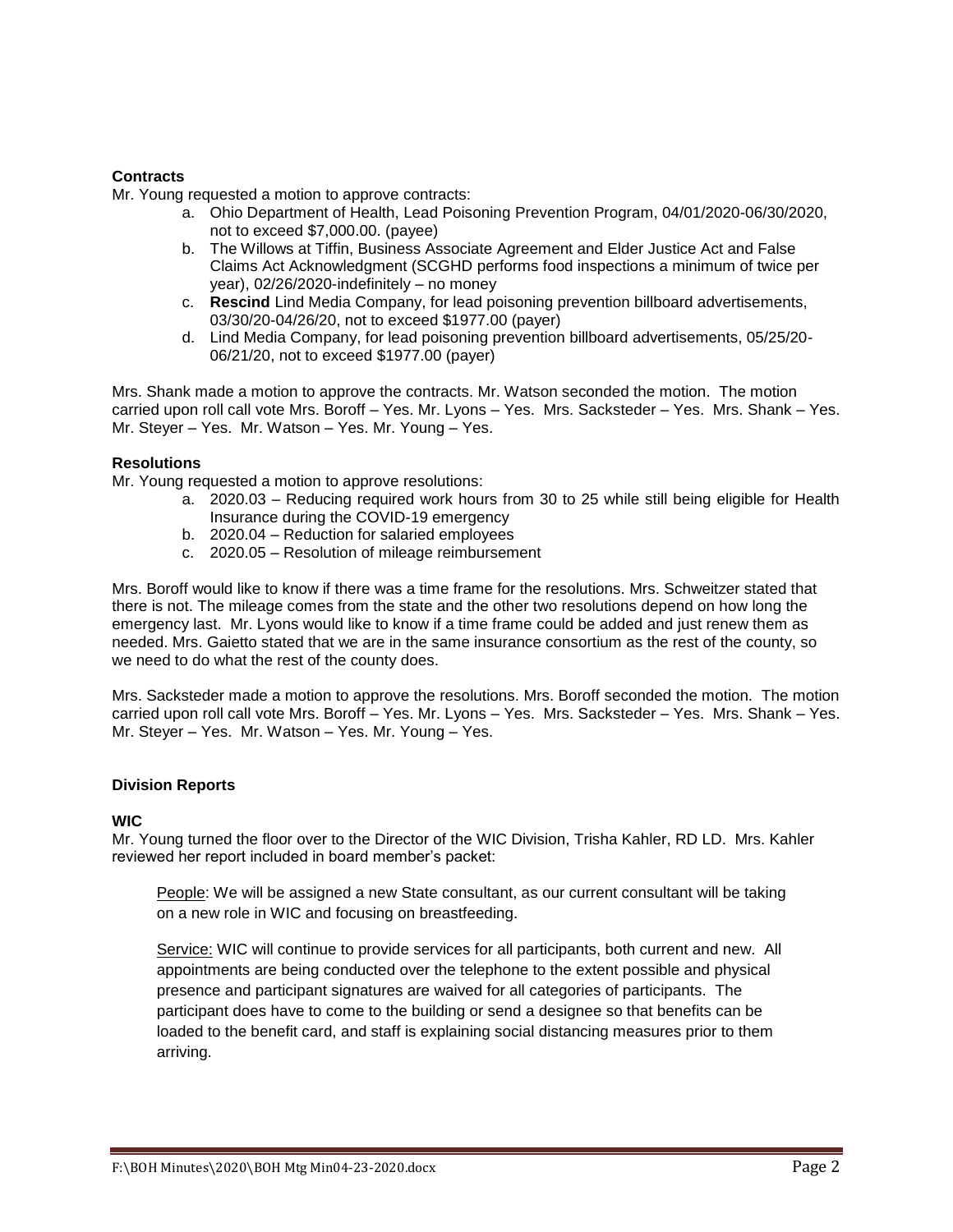**Contracts**

Mr. Young requested a motion to approve contracts:

a. Ohio Department of Health, Lead Poisoning Prevention Program, 04/01/2020-06/30/2020, not to exceed $7,000.00. (payee)
b. The Willows at Tiffin, Business Associate Agreement and Elder Justice Act and False Claims Act Acknowledgment (SCGHD performs food inspections a minimum of twice per year), 02/26/2020-indefinitely – no money
c. **Rescind** Lind Media Company, for lead poisoning prevention billboard advertisements, 03/30/20-04/26/20, not to exceed $1977.00 (payer)
d. Lind Media Company, for lead poisoning prevention billboard advertisements, 05/25/20-06/21/20, not to exceed $1977.00 (payer)

Mrs. Shank made a motion to approve the contracts. Mr. Watson seconded the motion. The motion carried upon roll call vote Mrs. Boroff – Yes. Mr. Lyons – Yes. Mrs. Sacksteder – Yes. Mrs. Shank – Yes. Mr. Steyer – Yes. Mr. Watson – Yes. Mr. Young – Yes.

**Resolutions**

Mr. Young requested a motion to approve resolutions:

a. 2020.03 – Reducing required work hours from 30 to 25 while still being eligible for Health Insurance during the COVID-19 emergency
b. 2020.04 – Reduction for salaried employees
c. 2020.05 – Resolution of mileage reimbursement

Mrs. Boroff would like to know if there was a time frame for the resolutions. Mrs. Schweitzer stated that there is not. The mileage comes from the state and the other two resolutions depend on how long the emergency last. Mr. Lyons would like to know if a time frame could be added and just renew them as needed. Mrs. Gaietto stated that we are in the same insurance consortium as the rest of the county, so we need to do what the rest of the county does.

Mrs. Sacksteder made a motion to approve the resolutions. Mrs. Boroff seconded the motion. The motion carried upon roll call vote Mrs. Boroff – Yes. Mr. Lyons – Yes. Mrs. Sacksteder – Yes. Mrs. Shank – Yes. Mr. Steyer – Yes. Mr. Watson – Yes. Mr. Young – Yes.

**Division Reports**

**WIC**

Mr. Young turned the floor over to the Director of the WIC Division, Trisha Kahler, RD LD. Mrs. Kahler reviewed her report included in board member's packet:

People: We will be assigned a new State consultant, as our current consultant will be taking on a new role in WIC and focusing on breastfeeding.

Service: WIC will continue to provide services for all participants, both current and new. All appointments are being conducted over the telephone to the extent possible and physical presence and participant signatures are waived for all categories of participants. The participant does have to come to the building or send a designee so that benefits can be loaded to the benefit card, and staff is explaining social distancing measures prior to them arriving.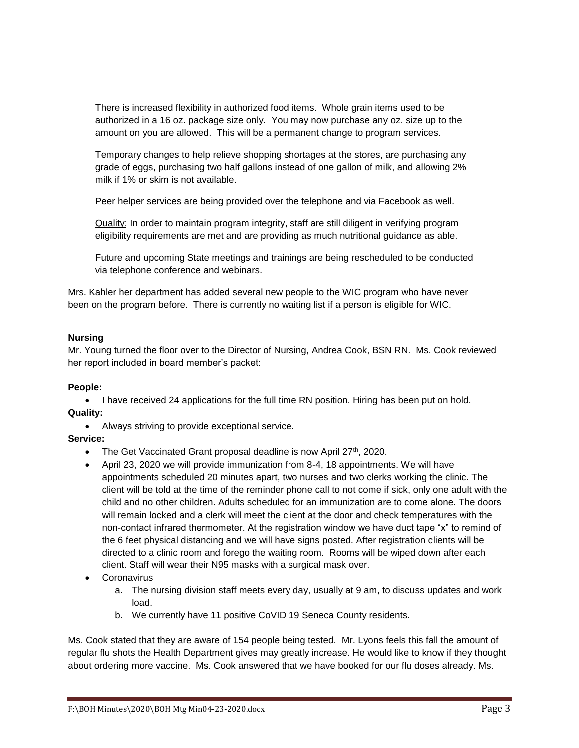There is increased flexibility in authorized food items. Whole grain items used to be authorized in a 16 oz. package size only. You may now purchase any oz. size up to the amount on you are allowed. This will be a permanent change to program services.

Temporary changes to help relieve shopping shortages at the stores, are purchasing any grade of eggs, purchasing two half gallons instead of one gallon of milk, and allowing 2% milk if 1% or skim is not available.

Peer helper services are being provided over the telephone and via Facebook as well.

Quality: In order to maintain program integrity, staff are still diligent in verifying program eligibility requirements are met and are providing as much nutritional guidance as able.

Future and upcoming State meetings and trainings are being rescheduled to be conducted via telephone conference and webinars.

Mrs. Kahler her department has added several new people to the WIC program who have never been on the program before. There is currently no waiting list if a person is eligible for WIC.

**Nursing**

Mr. Young turned the floor over to the Director of Nursing, Andrea Cook, BSN RN. Ms. Cook reviewed her report included in board member's packet:

**People:**

- I have received 24 applications for the full time RN position. Hiring has been put on hold.

**Quality:**

- Always striving to provide exceptional service.

**Service:**

- The Get Vaccinated Grant proposal deadline is now April 27th, 2020.
- April 23, 2020 we will provide immunization from 8-4, 18 appointments. We will have appointments scheduled 20 minutes apart, two nurses and two clerks working the clinic. The client will be told at the time of the reminder phone call to not come if sick, only one adult with the child and no other children. Adults scheduled for an immunization are to come alone. The doors will remain locked and a clerk will meet the client at the door and check temperatures with the non-contact infrared thermometer. At the registration window we have duct tape "x" to remind of the 6 feet physical distancing and we will have signs posted. After registration clients will be directed to a clinic room and forego the waiting room. Rooms will be wiped down after each client. Staff will wear their N95 masks with a surgical mask over.
- Coronavirus
  a. The nursing division staff meets every day, usually at 9 am, to discuss updates and work load.
  b. We currently have 11 positive CoVID 19 Seneca County residents.

Ms. Cook stated that they are aware of 154 people being tested. Mr. Lyons feels this fall the amount of regular flu shots the Health Department gives may greatly increase. He would like to know if they thought about ordering more vaccine. Ms. Cook answered that we have booked for our flu doses already. Ms.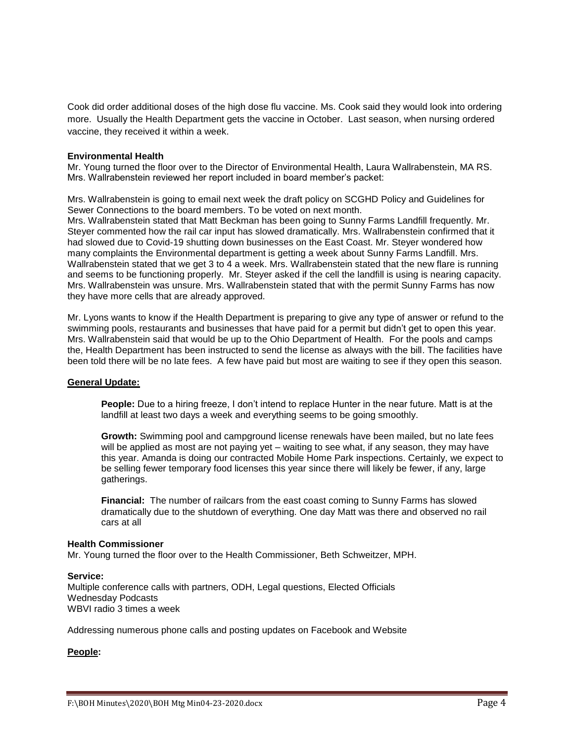Cook did order additional doses of the high dose flu vaccine. Ms. Cook said they would look into ordering more. Usually the Health Department gets the vaccine in October. Last season, when nursing ordered vaccine, they received it within a week.

**Environmental Health**
Mr. Young turned the floor over to the Director of Environmental Health, Laura Wallrabenstein, MA RS. Mrs. Wallrabenstein reviewed her report included in board member's packet:

Mrs. Wallrabenstein is going to email next week the draft policy on SCGHD Policy and Guidelines for Sewer Connections to the board members. To be voted on next month.
Mrs. Wallrabenstein stated that Matt Beckman has been going to Sunny Farms Landfill frequently. Mr. Steyer commented how the rail car input has slowed dramatically. Mrs. Wallrabenstein confirmed that it had slowed due to Covid-19 shutting down businesses on the East Coast. Mr. Steyer wondered how many complaints the Environmental department is getting a week about Sunny Farms Landfill. Mrs. Wallrabenstein stated that we get 3 to 4 a week. Mrs. Wallrabenstein stated that the new flare is running and seems to be functioning properly. Mr. Steyer asked if the cell the landfill is using is nearing capacity. Mrs. Wallrabenstein was unsure. Mrs. Wallrabenstein stated that with the permit Sunny Farms has now they have more cells that are already approved.

Mr. Lyons wants to know if the Health Department is preparing to give any type of answer or refund to the swimming pools, restaurants and businesses that have paid for a permit but didn't get to open this year. Mrs. Wallrabenstein said that would be up to the Ohio Department of Health. For the pools and camps the, Health Department has been instructed to send the license as always with the bill. The facilities have been told there will be no late fees. A few have paid but most are waiting to see if they open this season.

**General Update:**

> **People:** Due to a hiring freeze, I don't intend to replace Hunter in the near future. Matt is at the landfill at least two days a week and everything seems to be going smoothly.
>
> **Growth:** Swimming pool and campground license renewals have been mailed, but no late fees will be applied as most are not paying yet – waiting to see what, if any season, they may have this year. Amanda is doing our contracted Mobile Home Park inspections. Certainly, we expect to be selling fewer temporary food licenses this year since there will likely be fewer, if any, large gatherings.
>
> **Financial:** The number of railcars from the east coast coming to Sunny Farms has slowed dramatically due to the shutdown of everything. One day Matt was there and observed no rail cars at all

**Health Commissioner**
Mr. Young turned the floor over to the Health Commissioner, Beth Schweitzer, MPH.

**Service:**
Multiple conference calls with partners, ODH, Legal questions, Elected Officials
Wednesday Podcasts
WBVI radio 3 times a week

Addressing numerous phone calls and posting updates on Facebook and Website

**People:**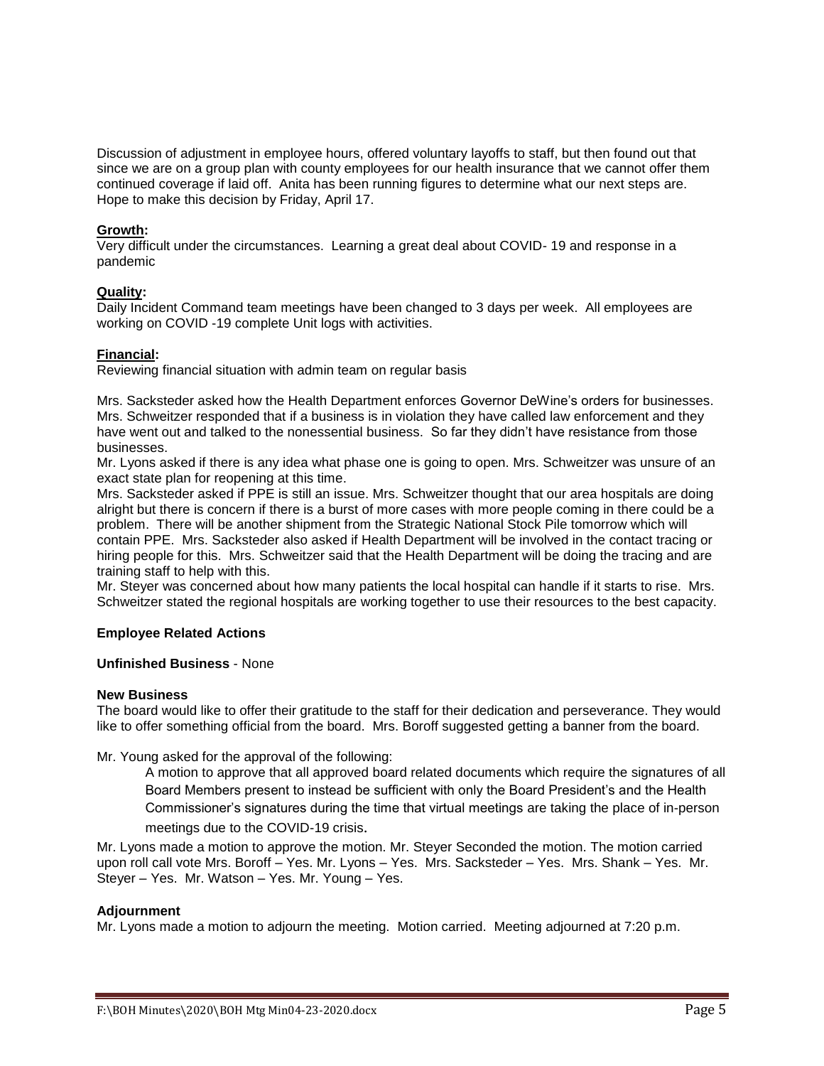Discussion of adjustment in employee hours, offered voluntary layoffs to staff, but then found out that since we are on a group plan with county employees for our health insurance that we cannot offer them continued coverage if laid off. Anita has been running figures to determine what our next steps are. Hope to make this decision by Friday, April 17.

**Growth:**
Very difficult under the circumstances. Learning a great deal about COVID- 19 and response in a pandemic

**Quality:**
Daily Incident Command team meetings have been changed to 3 days per week. All employees are working on COVID -19 complete Unit logs with activities.

**Financial:**
Reviewing financial situation with admin team on regular basis

Mrs. Sacksteder asked how the Health Department enforces Governor DeWine's orders for businesses. Mrs. Schweitzer responded that if a business is in violation they have called law enforcement and they have went out and talked to the nonessential business. So far they didn't have resistance from those businesses.
Mr. Lyons asked if there is any idea what phase one is going to open. Mrs. Schweitzer was unsure of an exact state plan for reopening at this time.
Mrs. Sacksteder asked if PPE is still an issue. Mrs. Schweitzer thought that our area hospitals are doing alright but there is concern if there is a burst of more cases with more people coming in there could be a problem. There will be another shipment from the Strategic National Stock Pile tomorrow which will contain PPE. Mrs. Sacksteder also asked if Health Department will be involved in the contact tracing or hiring people for this. Mrs. Schweitzer said that the Health Department will be doing the tracing and are training staff to help with this.
Mr. Steyer was concerned about how many patients the local hospital can handle if it starts to rise. Mrs. Schweitzer stated the regional hospitals are working together to use their resources to the best capacity.

**Employee Related Actions**

**Unfinished Business** - None

**New Business**
The board would like to offer their gratitude to the staff for their dedication and perseverance. They would like to offer something official from the board. Mrs. Boroff suggested getting a banner from the board.

Mr. Young asked for the approval of the following:

> A motion to approve that all approved board related documents which require the signatures of all Board Members present to instead be sufficient with only the Board President's and the Health Commissioner's signatures during the time that virtual meetings are taking the place of in-person meetings due to the COVID-19 crisis.

Mr. Lyons made a motion to approve the motion. Mr. Steyer Seconded the motion. The motion carried upon roll call vote Mrs. Boroff – Yes. Mr. Lyons – Yes. Mrs. Sacksteder – Yes. Mrs. Shank – Yes. Mr. Steyer – Yes. Mr. Watson – Yes. Mr. Young – Yes.

**Adjournment**
Mr. Lyons made a motion to adjourn the meeting. Motion carried. Meeting adjourned at 7:20 p.m.